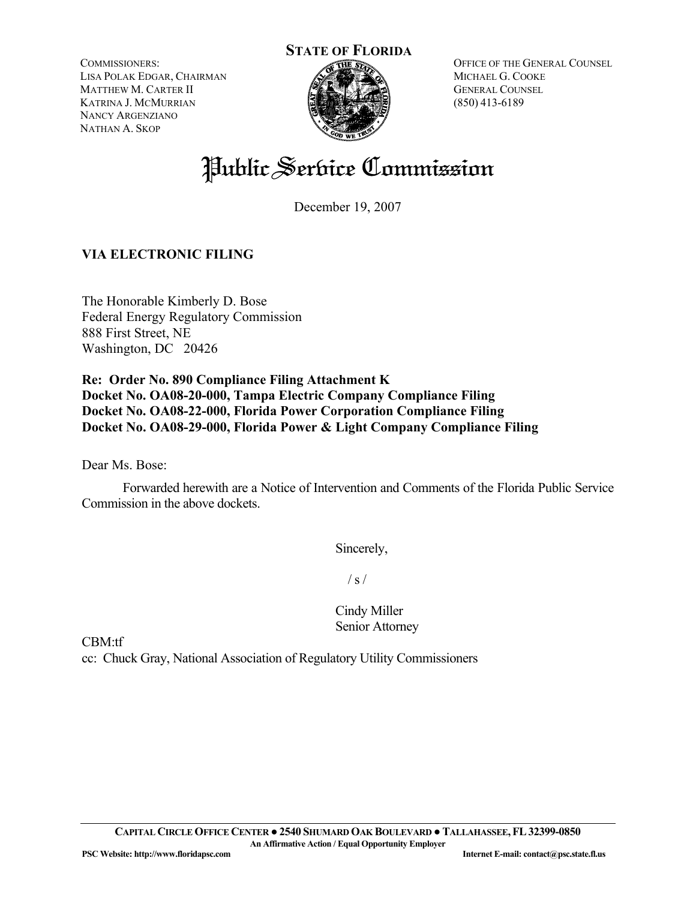**STATE OF FLORIDA**

COMMISSIONERS:
LISA POLAK EDGAR, CHAIRMAN
MATTHEW M. CARTER II
KATRINA J. MCMURRIAN
NANCY ARGENZIANO
NATHAN A. SKOP

OFFICE OF THE GENERAL COUNSEL
MICHAEL G. COOKE
GENERAL COUNSEL
(850) 413-6189

# Public Service Commission

December 19, 2007

**VIA ELECTRONIC FILING**

The Honorable Kimberly D. Bose
Federal Energy Regulatory Commission
888 First Street, NE
Washington, DC 20426

**Re: Order No. 890 Compliance Filing Attachment K**
**Docket No. OA08-20-000, Tampa Electric Company Compliance Filing**
**Docket No. OA08-22-000, Florida Power Corporation Compliance Filing**
**Docket No. OA08-29-000, Florida Power & Light Company Compliance Filing**

Dear Ms. Bose:

Forwarded herewith are a Notice of Intervention and Comments of the Florida Public Service Commission in the above dockets.

Sincerely,

/ s /

Cindy Miller
Senior Attorney

CBM:tf
cc: Chuck Gray, National Association of Regulatory Utility Commissioners

CAPITAL CIRCLE OFFICE CENTER ● 2540 SHUMARD OAK BOULEVARD ● TALLAHASSEE, FL 32399-0850
An Affirmative Action / Equal Opportunity Employer
PSC Website: http://www.floridapsc.com Internet E-mail: contact@psc.state.fl.us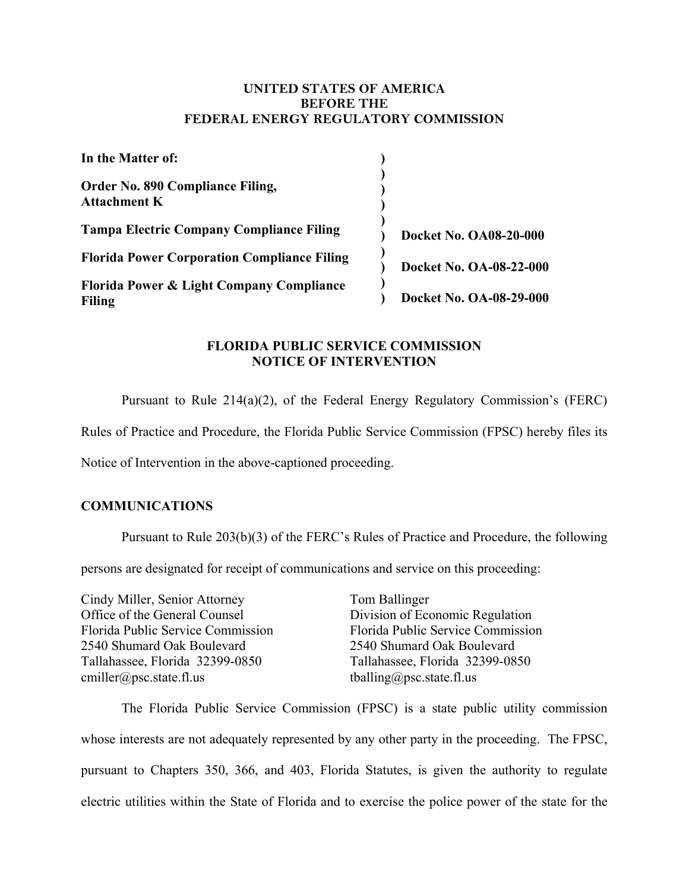**UNITED STATES OF AMERICA**
**BEFORE THE**
**FEDERAL ENERGY REGULATORY COMMISSION**

| | | |
|---|---|---|
| **In the Matter of:** | ) | |
| **Order No. 890 Compliance Filing, Attachment K** | ) ) ) | |
| **Tampa Electric Company Compliance Filing** | ) ) | **Docket No. OA08-20-000** |
| **Florida Power Corporation Compliance Filing** | ) ) | **Docket No. OA-08-22-000** |
| **Florida Power & Light Company Compliance Filing** | ) ) | **Docket No. OA-08-29-000** |

**FLORIDA PUBLIC SERVICE COMMISSION**
**NOTICE OF INTERVENTION**

Pursuant to Rule 214(a)(2), of the Federal Energy Regulatory Commission's (FERC) Rules of Practice and Procedure, the Florida Public Service Commission (FPSC) hereby files its Notice of Intervention in the above-captioned proceeding.

**COMMUNICATIONS**

Pursuant to Rule 203(b)(3) of the FERC's Rules of Practice and Procedure, the following persons are designated for receipt of communications and service on this proceeding:

Cindy Miller, Senior Attorney
Office of the General Counsel
Florida Public Service Commission
2540 Shumard Oak Boulevard
Tallahassee, Florida 32399-0850
cmiller@psc.state.fl.us

Tom Ballinger
Division of Economic Regulation
Florida Public Service Commission
2540 Shumard Oak Boulevard
Tallahassee, Florida 32399-0850
tballing@psc.state.fl.us

The Florida Public Service Commission (FPSC) is a state public utility commission whose interests are not adequately represented by any other party in the proceeding. The FPSC, pursuant to Chapters 350, 366, and 403, Florida Statutes, is given the authority to regulate electric utilities within the State of Florida and to exercise the police power of the state for the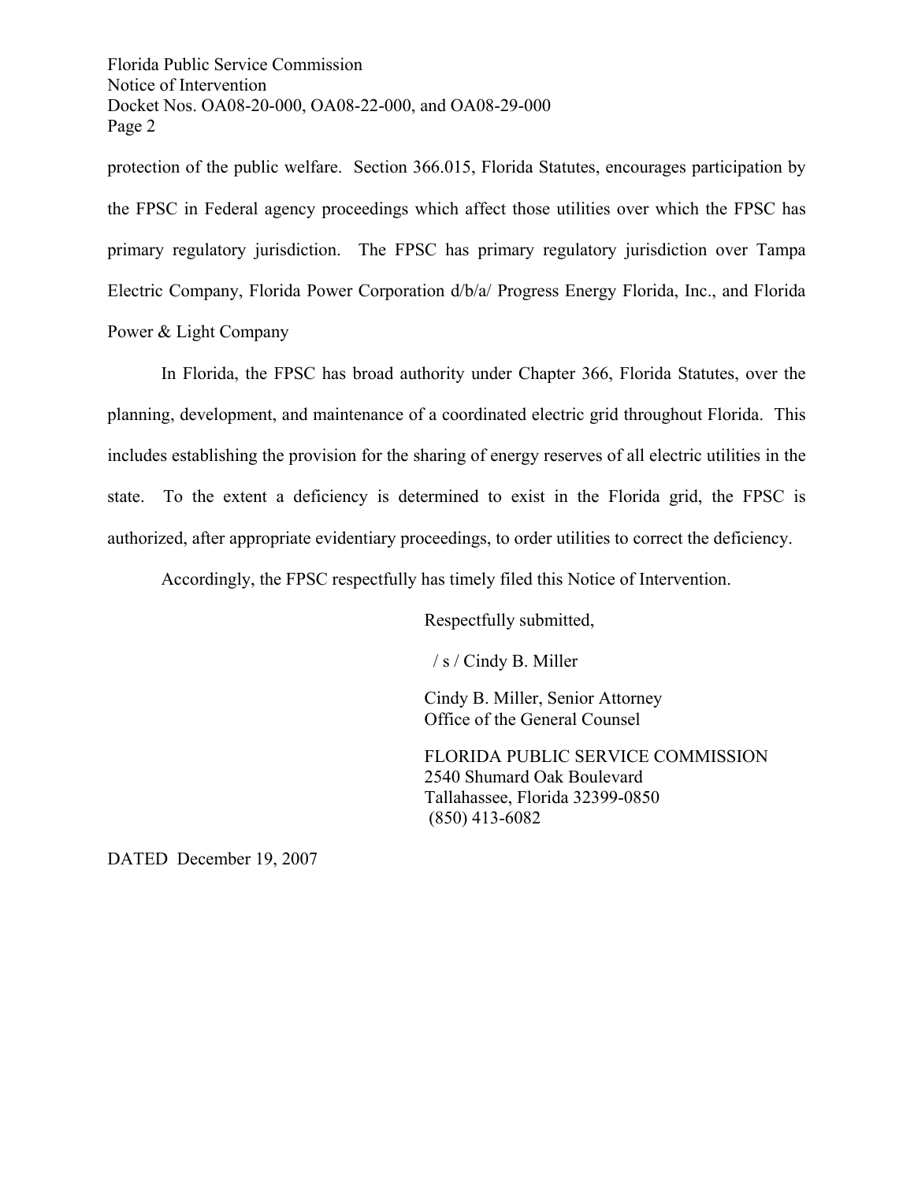protection of the public welfare. Section 366.015, Florida Statutes, encourages participation by the FPSC in Federal agency proceedings which affect those utilities over which the FPSC has primary regulatory jurisdiction. The FPSC has primary regulatory jurisdiction over Tampa Electric Company, Florida Power Corporation d/b/a/ Progress Energy Florida, Inc., and Florida Power & Light Company

In Florida, the FPSC has broad authority under Chapter 366, Florida Statutes, over the planning, development, and maintenance of a coordinated electric grid throughout Florida. This includes establishing the provision for the sharing of energy reserves of all electric utilities in the state. To the extent a deficiency is determined to exist in the Florida grid, the FPSC is authorized, after appropriate evidentiary proceedings, to order utilities to correct the deficiency.

Accordingly, the FPSC respectfully has timely filed this Notice of Intervention.

Respectfully submitted,

/ s / Cindy B. Miller

Cindy B. Miller, Senior Attorney
Office of the General Counsel

FLORIDA PUBLIC SERVICE COMMISSION
2540 Shumard Oak Boulevard
Tallahassee, Florida 32399-0850
(850) 413-6082

DATED December 19, 2007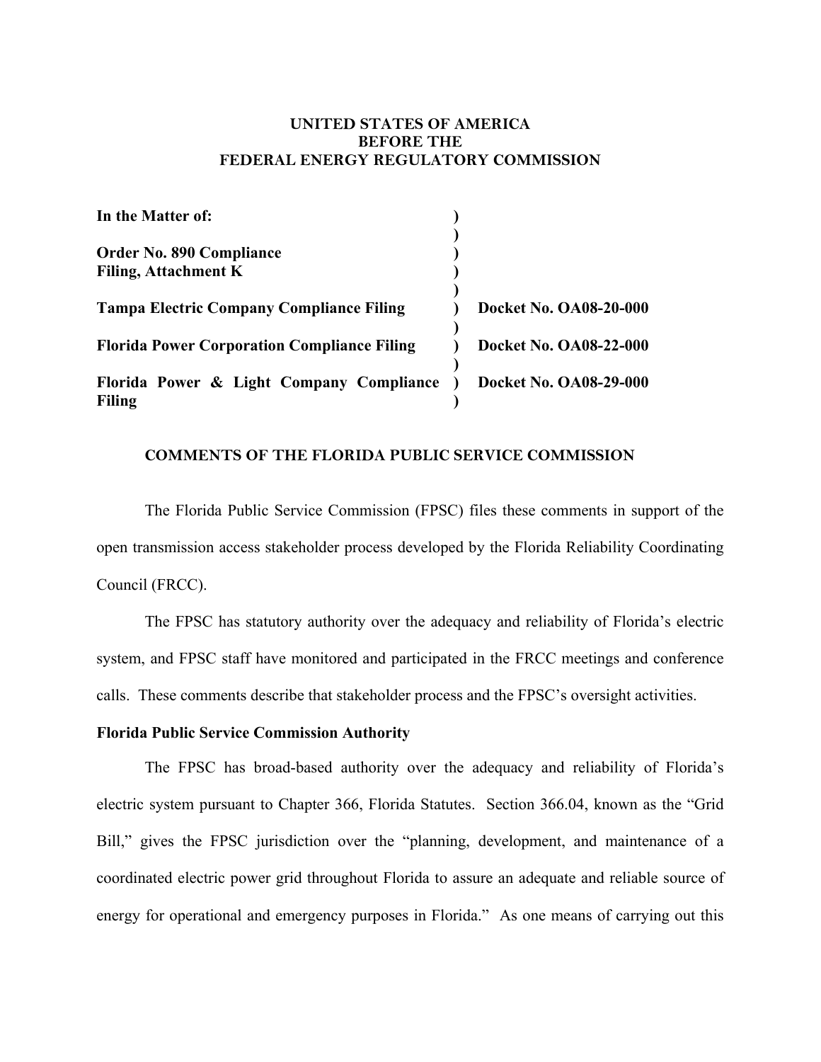**UNITED STATES OF AMERICA**
**BEFORE THE**
**FEDERAL ENERGY REGULATORY COMMISSION**

| | | |
|---|---|---|
| **In the Matter of:** | ) | |
| | ) | |
| **Order No. 890 Compliance Filing, Attachment K** | ) | |
| | ) | |
| **Tampa Electric Company Compliance Filing** | ) | **Docket No. OA08-20-000** |
| | ) | |
| **Florida Power Corporation Compliance Filing** | ) | **Docket No. OA08-22-000** |
| | ) | |
| **Florida Power & Light Company Compliance Filing** | ) | **Docket No. OA08-29-000** |

**COMMENTS OF THE FLORIDA PUBLIC SERVICE COMMISSION**

The Florida Public Service Commission (FPSC) files these comments in support of the open transmission access stakeholder process developed by the Florida Reliability Coordinating Council (FRCC).

The FPSC has statutory authority over the adequacy and reliability of Florida's electric system, and FPSC staff have monitored and participated in the FRCC meetings and conference calls. These comments describe that stakeholder process and the FPSC's oversight activities.

**Florida Public Service Commission Authority**

The FPSC has broad-based authority over the adequacy and reliability of Florida's electric system pursuant to Chapter 366, Florida Statutes. Section 366.04, known as the "Grid Bill," gives the FPSC jurisdiction over the "planning, development, and maintenance of a coordinated electric power grid throughout Florida to assure an adequate and reliable source of energy for operational and emergency purposes in Florida." As one means of carrying out this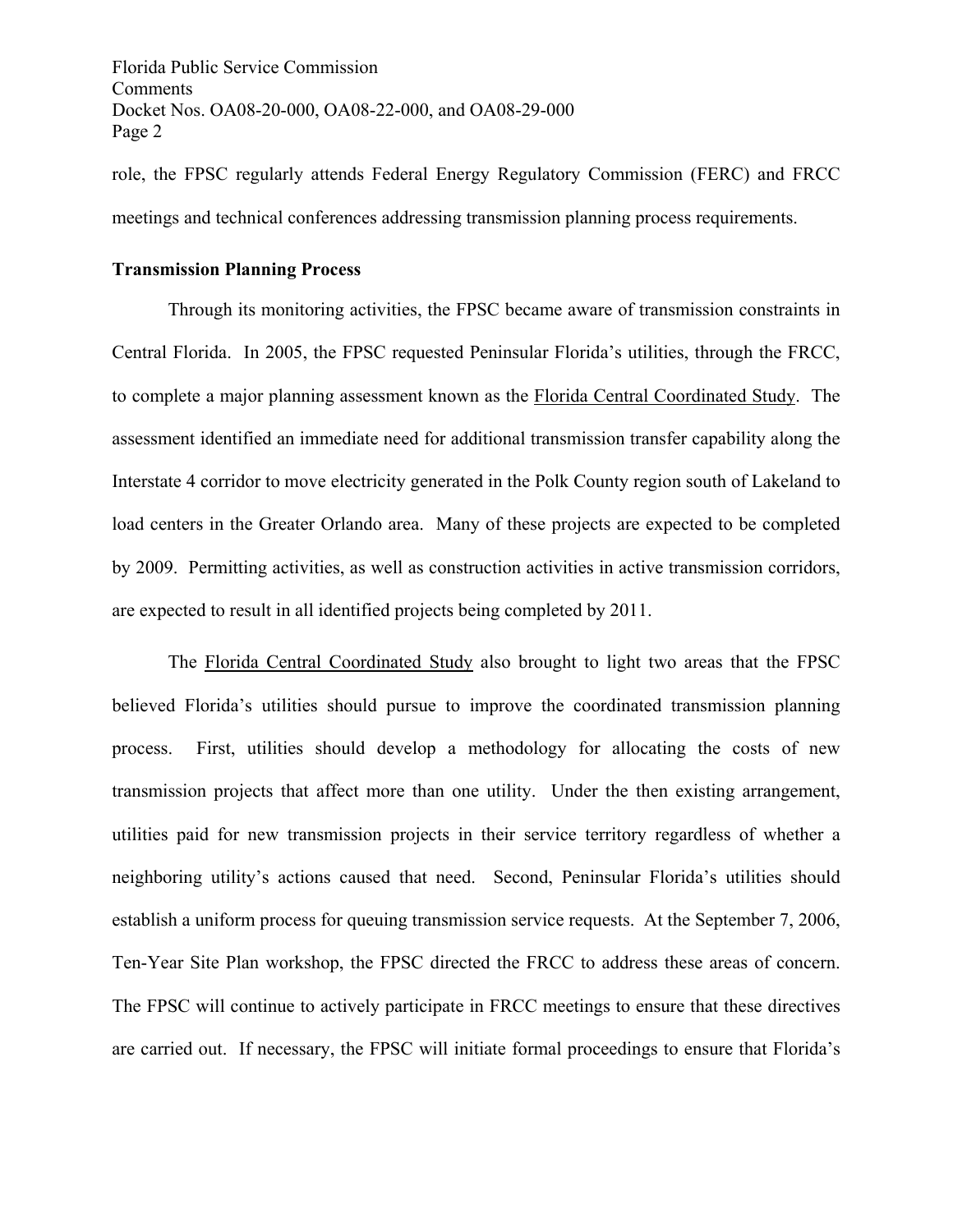role, the FPSC regularly attends Federal Energy Regulatory Commission (FERC) and FRCC meetings and technical conferences addressing transmission planning process requirements.

**Transmission Planning Process**

Through its monitoring activities, the FPSC became aware of transmission constraints in Central Florida. In 2005, the FPSC requested Peninsular Florida's utilities, through the FRCC, to complete a major planning assessment known as the Florida Central Coordinated Study. The assessment identified an immediate need for additional transmission transfer capability along the Interstate 4 corridor to move electricity generated in the Polk County region south of Lakeland to load centers in the Greater Orlando area. Many of these projects are expected to be completed by 2009. Permitting activities, as well as construction activities in active transmission corridors, are expected to result in all identified projects being completed by 2011.

The Florida Central Coordinated Study also brought to light two areas that the FPSC believed Florida's utilities should pursue to improve the coordinated transmission planning process. First, utilities should develop a methodology for allocating the costs of new transmission projects that affect more than one utility. Under the then existing arrangement, utilities paid for new transmission projects in their service territory regardless of whether a neighboring utility's actions caused that need. Second, Peninsular Florida's utilities should establish a uniform process for queuing transmission service requests. At the September 7, 2006, Ten-Year Site Plan workshop, the FPSC directed the FRCC to address these areas of concern. The FPSC will continue to actively participate in FRCC meetings to ensure that these directives are carried out. If necessary, the FPSC will initiate formal proceedings to ensure that Florida's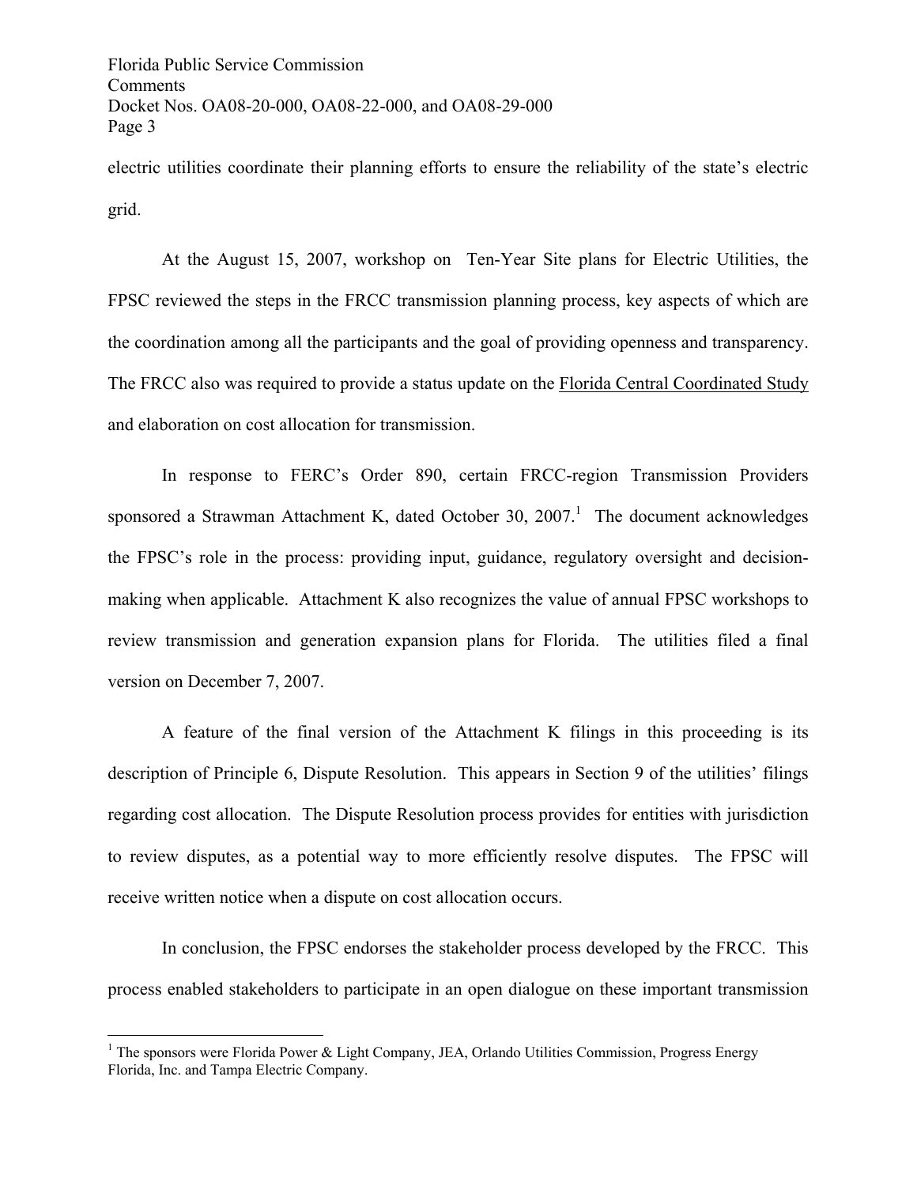electric utilities coordinate their planning efforts to ensure the reliability of the state's electric grid.

At the August 15, 2007, workshop on Ten-Year Site plans for Electric Utilities, the FPSC reviewed the steps in the FRCC transmission planning process, key aspects of which are the coordination among all the participants and the goal of providing openness and transparency. The FRCC also was required to provide a status update on the Florida Central Coordinated Study and elaboration on cost allocation for transmission.

In response to FERC's Order 890, certain FRCC-region Transmission Providers sponsored a Strawman Attachment K, dated October 30, 2007.[1] The document acknowledges the FPSC's role in the process: providing input, guidance, regulatory oversight and decision-making when applicable. Attachment K also recognizes the value of annual FPSC workshops to review transmission and generation expansion plans for Florida. The utilities filed a final version on December 7, 2007.

A feature of the final version of the Attachment K filings in this proceeding is its description of Principle 6, Dispute Resolution. This appears in Section 9 of the utilities' filings regarding cost allocation. The Dispute Resolution process provides for entities with jurisdiction to review disputes, as a potential way to more efficiently resolve disputes. The FPSC will receive written notice when a dispute on cost allocation occurs.

In conclusion, the FPSC endorses the stakeholder process developed by the FRCC. This process enabled stakeholders to participate in an open dialogue on these important transmission

---

[1] The sponsors were Florida Power & Light Company, JEA, Orlando Utilities Commission, Progress Energy Florida, Inc. and Tampa Electric Company.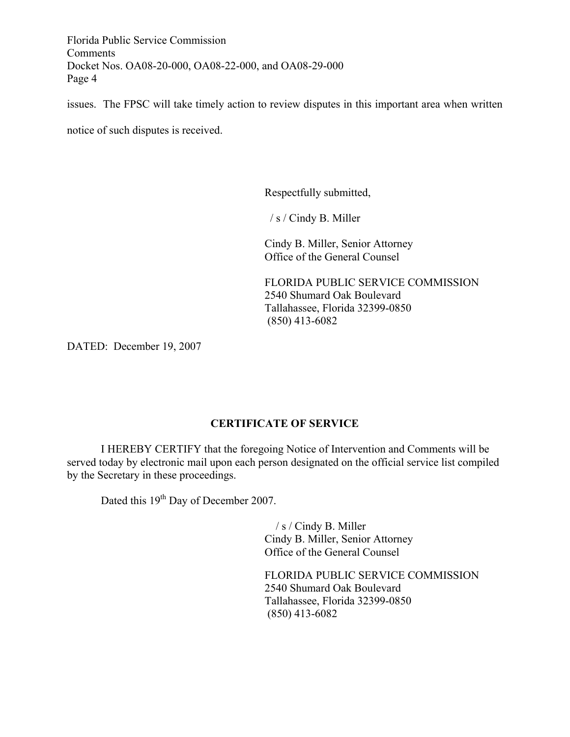issues. The FPSC will take timely action to review disputes in this important area when written notice of such disputes is received.

Respectfully submitted,

/ s / Cindy B. Miller

Cindy B. Miller, Senior Attorney
Office of the General Counsel

FLORIDA PUBLIC SERVICE COMMISSION
2540 Shumard Oak Boulevard
Tallahassee, Florida 32399-0850
(850) 413-6082

DATED: December 19, 2007

**CERTIFICATE OF SERVICE**

I HEREBY CERTIFY that the foregoing Notice of Intervention and Comments will be served today by electronic mail upon each person designated on the official service list compiled by the Secretary in these proceedings.

Dated this 19th Day of December 2007.

/ s / Cindy B. Miller
Cindy B. Miller, Senior Attorney
Office of the General Counsel

FLORIDA PUBLIC SERVICE COMMISSION
2540 Shumard Oak Boulevard
Tallahassee, Florida 32399-0850
(850) 413-6082